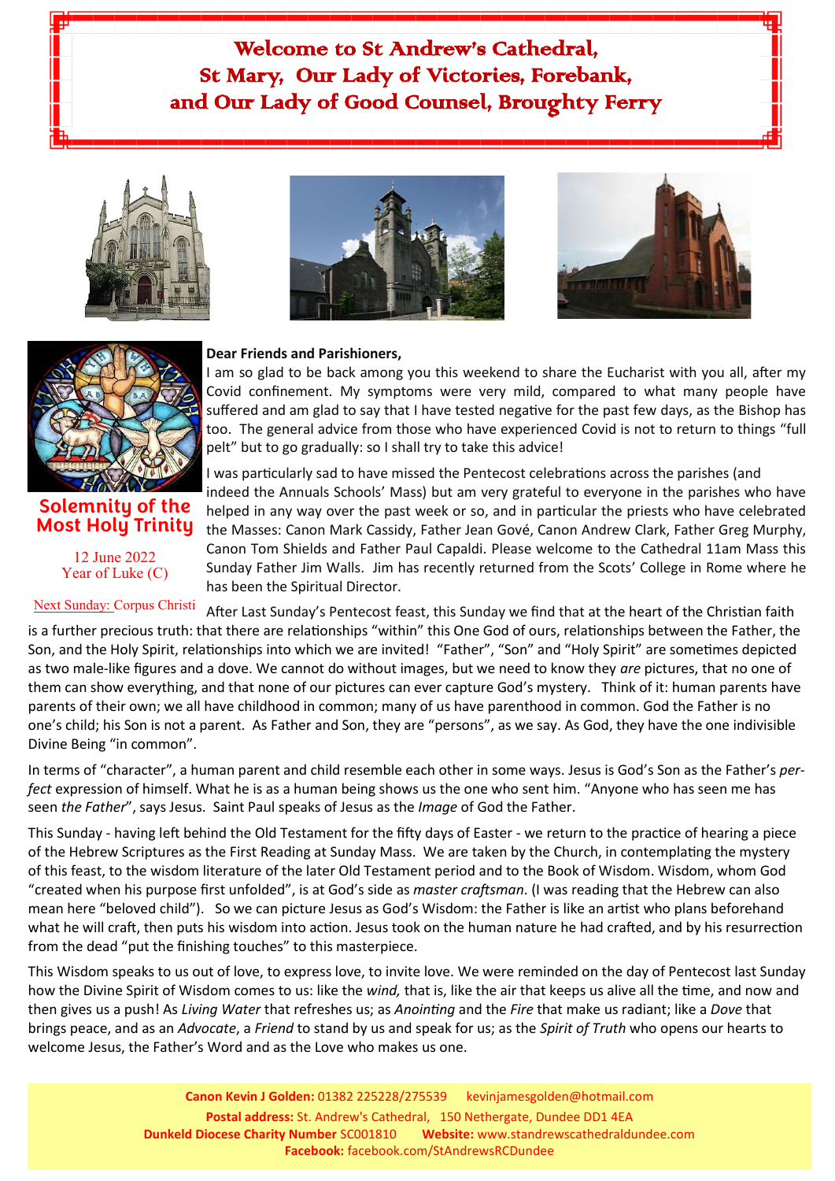# Welcome to St Andrew's Cathedral, St Mary, Our Lady of Victories, Forebank, and Our Lady of Good Counsel, Broughty Ferry

## Solemnity of the Most Holy Trinity

12 June 2022
Year of Luke (C)

Next Sunday: Corpus Christi

**Dear Friends and Parishioners,**

I am so glad to be back among you this weekend to share the Eucharist with you all, after my Covid confinement. My symptoms were very mild, compared to what many people have suffered and am glad to say that I have tested negative for the past few days, as the Bishop has too. The general advice from those who have experienced Covid is not to return to things "full pelt" but to go gradually: so I shall try to take this advice!

I was particularly sad to have missed the Pentecost celebrations across the parishes (and indeed the Annuals Schools' Mass) but am very grateful to everyone in the parishes who have helped in any way over the past week or so, and in particular the priests who have celebrated the Masses: Canon Mark Cassidy, Father Jean Gové, Canon Andrew Clark, Father Greg Murphy, Canon Tom Shields and Father Paul Capaldi. Please welcome to the Cathedral 11am Mass this Sunday Father Jim Walls. Jim has recently returned from the Scots' College in Rome where he has been the Spiritual Director.

After Last Sunday's Pentecost feast, this Sunday we find that at the heart of the Christian faith is a further precious truth: that there are relationships "within" this One God of ours, relationships between the Father, the Son, and the Holy Spirit, relationships into which we are invited! "Father", "Son" and "Holy Spirit" are sometimes depicted as two male-like figures and a dove. We cannot do without images, but we need to know they *are* pictures, that no one of them can show everything, and that none of our pictures can ever capture God's mystery. Think of it: human parents have parents of their own; we all have childhood in common; many of us have parenthood in common. God the Father is no one's child; his Son is not a parent. As Father and Son, they are "persons", as we say. As God, they have the one indivisible Divine Being "in common".

In terms of "character", a human parent and child resemble each other in some ways. Jesus is God's Son as the Father's *perfect* expression of himself. What he is as a human being shows us the one who sent him. "Anyone who has seen me has seen *the Father*", says Jesus. Saint Paul speaks of Jesus as the *Image* of God the Father.

This Sunday - having left behind the Old Testament for the fifty days of Easter - we return to the practice of hearing a piece of the Hebrew Scriptures as the First Reading at Sunday Mass. We are taken by the Church, in contemplating the mystery of this feast, to the wisdom literature of the later Old Testament period and to the Book of Wisdom. Wisdom, whom God "created when his purpose first unfolded", is at God's side as *master craftsman*. (I was reading that the Hebrew can also mean here "beloved child"). So we can picture Jesus as God's Wisdom: the Father is like an artist who plans beforehand what he will craft, then puts his wisdom into action. Jesus took on the human nature he had crafted, and by his resurrection from the dead "put the finishing touches" to this masterpiece.

This Wisdom speaks to us out of love, to express love, to invite love. We were reminded on the day of Pentecost last Sunday how the Divine Spirit of Wisdom comes to us: like the *wind,* that is, like the air that keeps us alive all the time, and now and then gives us a push! As *Living Water* that refreshes us; as *Anointing* and the *Fire* that make us radiant; like a *Dove* that brings peace, and as an *Advocate*, a *Friend* to stand by us and speak for us; as the *Spirit of Truth* who opens our hearts to welcome Jesus, the Father's Word and as the Love who makes us one.

**Canon Kevin J Golden:** 01382 225228/275539 kevinjamesgolden@hotmail.com
**Postal address:** St. Andrew's Cathedral, 150 Nethergate, Dundee DD1 4EA
**Dunkeld Diocese Charity Number** SC001810 **Website:** www.standrewscathedraldundee.com
**Facebook:** facebook.com/StAndrewsRCDundee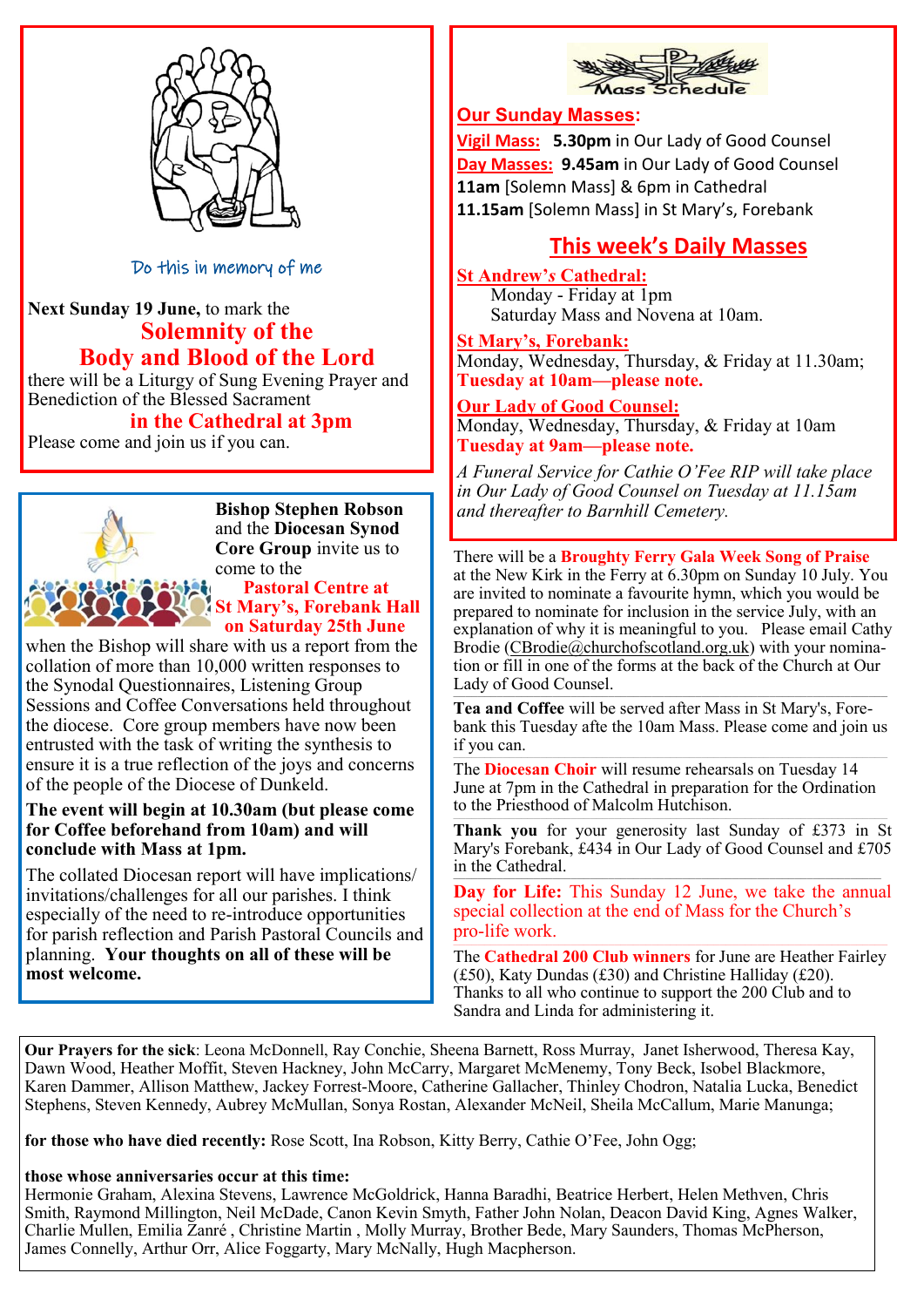Do this in memory of me

**Next Sunday 19 June,** to mark the

**Solemnity of the**
**Body and Blood of the Lord**

there will be a Liturgy of Sung Evening Prayer and Benediction of the Blessed Sacrament

**in the Cathedral at 3pm**

Please come and join us if you can.

**Bishop Stephen Robson** and the **Diocesan Synod Core Group** invite us to come to the **Pastoral Centre at St Mary's, Forebank Hall on Saturday 25th June** when the Bishop will share with us a report from the collation of more than 10,000 written responses to the Synodal Questionnaires, Listening Group Sessions and Coffee Conversations held throughout the diocese. Core group members have now been entrusted with the task of writing the synthesis to ensure it is a true reflection of the joys and concerns of the people of the Diocese of Dunkeld.

**The event will begin at 10.30am (but please come for Coffee beforehand from 10am) and will conclude with Mass at 1pm.**

The collated Diocesan report will have implications/ invitations/challenges for all our parishes. I think especially of the need to re-introduce opportunities for parish reflection and Parish Pastoral Councils and planning. **Your thoughts on all of these will be most welcome.**

## Mass Schedule

### Our Sunday Masses:

**Vigil Mass:** **5.30pm** in Our Lady of Good Counsel
**Day Masses:** **9.45am** in Our Lady of Good Counsel
**11am** [Solemn Mass] & 6pm in Cathedral
**11.15am** [Solemn Mass] in St Mary's, Forebank

## This week's Daily Masses

**St Andrew's Cathedral:**
Monday - Friday at 1pm
Saturday Mass and Novena at 10am.

**St Mary's, Forebank:**
Monday, Wednesday, Thursday, & Friday at 11.30am;
**Tuesday at 10am—please note.**

**Our Lady of Good Counsel:**
Monday, Wednesday, Thursday, & Friday at 10am
**Tuesday at 9am—please note.**

*A Funeral Service for Cathie O'Fee RIP will take place in Our Lady of Good Counsel on Tuesday at 11.15am and thereafter to Barnhill Cemetery.*

There will be a **Broughty Ferry Gala Week Song of Praise** at the New Kirk in the Ferry at 6.30pm on Sunday 10 July. You are invited to nominate a favourite hymn, which you would be prepared to nominate for inclusion in the service July, with an explanation of why it is meaningful to you. Please email Cathy Brodie (CBrodie@churchofscotland.org.uk) with your nomination or fill in one of the forms at the back of the Church at Our Lady of Good Counsel.

**Tea and Coffee** will be served after Mass in St Mary's, Forebank this Tuesday afte the 10am Mass. Please come and join us if you can.

The **Diocesan Choir** will resume rehearsals on Tuesday 14 June at 7pm in the Cathedral in preparation for the Ordination to the Priesthood of Malcolm Hutchison.

**Thank you** for your generosity last Sunday of £373 in St Mary's Forebank, £434 in Our Lady of Good Counsel and £705 in the Cathedral.

**Day for Life:** This Sunday 12 June, we take the annual special collection at the end of Mass for the Church's pro-life work.

The **Cathedral 200 Club winners** for June are Heather Fairley (£50), Katy Dundas (£30) and Christine Halliday (£20). Thanks to all who continue to support the 200 Club and to Sandra and Linda for administering it.

**Our Prayers for the sick**: Leona McDonnell, Ray Conchie, Sheena Barnett, Ross Murray, Janet Isherwood, Theresa Kay, Dawn Wood, Heather Moffit, Steven Hackney, John McCarry, Margaret McMenemy, Tony Beck, Isobel Blackmore, Karen Dammer, Allison Matthew, Jackey Forrest-Moore, Catherine Gallacher, Thinley Chodron, Natalia Lucka, Benedict Stephens, Steven Kennedy, Aubrey McMullan, Sonya Rostan, Alexander McNeil, Sheila McCallum, Marie Manunga;

**for those who have died recently:** Rose Scott, Ina Robson, Kitty Berry, Cathie O'Fee, John Ogg;

**those whose anniversaries occur at this time:**
Hermonie Graham, Alexina Stevens, Lawrence McGoldrick, Hanna Baradhi, Beatrice Herbert, Helen Methven, Chris Smith, Raymond Millington, Neil McDade, Canon Kevin Smyth, Father John Nolan, Deacon David King, Agnes Walker, Charlie Mullen, Emilia Zanré , Christine Martin , Molly Murray, Brother Bede, Mary Saunders, Thomas McPherson, James Connelly, Arthur Orr, Alice Foggarty, Mary McNally, Hugh Macpherson.